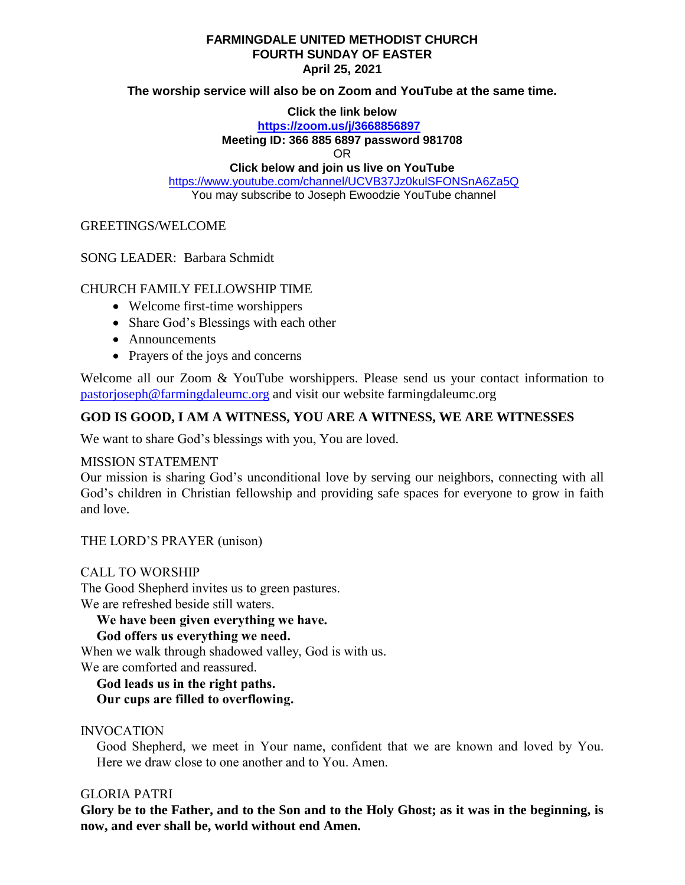**FARMINGDALE UNITED METHODIST CHURCH**
**FOURTH SUNDAY OF EASTER**
**April 25, 2021**

**The worship service will also be on Zoom and YouTube at the same time.**

**Click the link below**
**https://zoom.us/j/3668856897**
**Meeting ID: 366 885 6897 password 981708**
OR
**Click below and join us live on YouTube**
https://www.youtube.com/channel/UCVB37Jz0kulSFONSnA6Za5Q
You may subscribe to Joseph Ewoodzie YouTube channel

GREETINGS/WELCOME

SONG LEADER: Barbara Schmidt

CHURCH FAMILY FELLOWSHIP TIME

- Welcome first-time worshippers
- Share God's Blessings with each other
- Announcements
- Prayers of the joys and concerns

Welcome all our Zoom & YouTube worshippers. Please send us your contact information to pastorjoseph@farmingdaleumc.org and visit our website farmingdaleumc.org

**GOD IS GOOD, I AM A WITNESS, YOU ARE A WITNESS, WE ARE WITNESSES**

We want to share God's blessings with you, You are loved.

MISSION STATEMENT
Our mission is sharing God's unconditional love by serving our neighbors, connecting with all God's children in Christian fellowship and providing safe spaces for everyone to grow in faith and love.

THE LORD'S PRAYER (unison)

CALL TO WORSHIP
The Good Shepherd invites us to green pastures.
We are refreshed beside still waters.
**We have been given everything we have.**
**God offers us everything we need.**
When we walk through shadowed valley, God is with us.
We are comforted and reassured.
**God leads us in the right paths.**
**Our cups are filled to overflowing.**

INVOCATION
Good Shepherd, we meet in Your name, confident that we are known and loved by You. Here we draw close to one another and to You. Amen.

GLORIA PATRI
**Glory be to the Father, and to the Son and to the Holy Ghost; as it was in the beginning, is now, and ever shall be, world without end Amen.**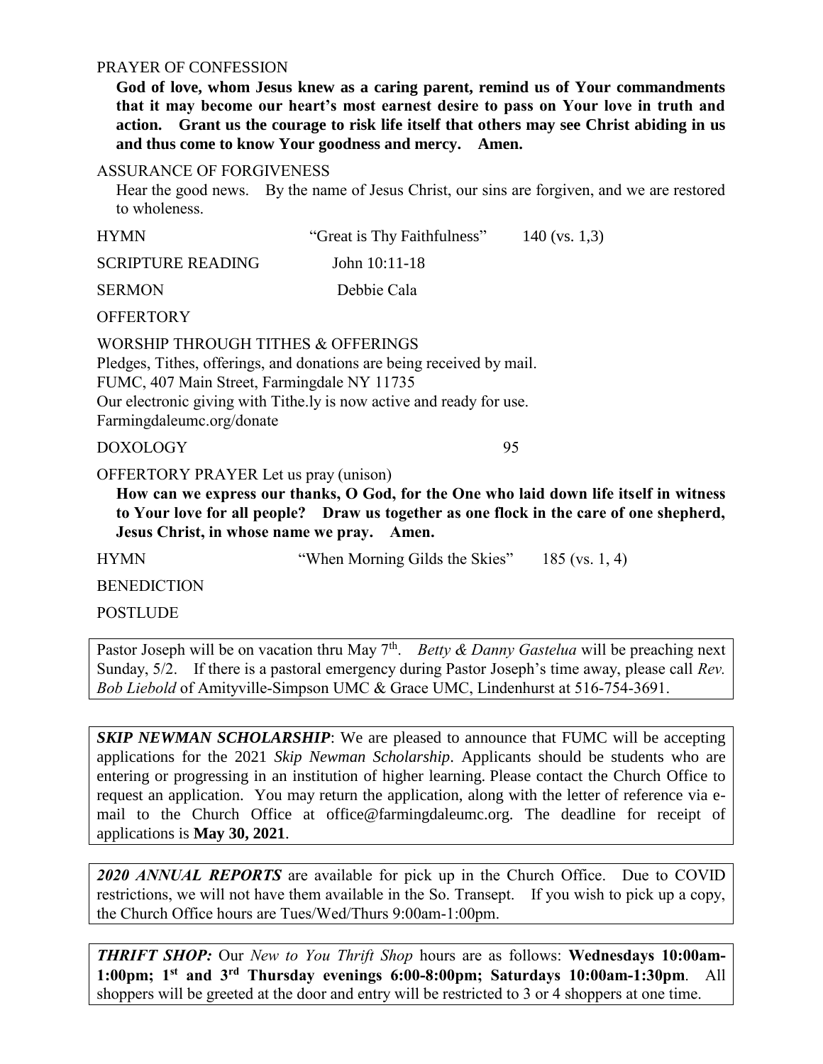PRAYER OF CONFESSION

**God of love, whom Jesus knew as a caring parent, remind us of Your commandments that it may become our heart's most earnest desire to pass on Your love in truth and action. Grant us the courage to risk life itself that others may see Christ abiding in us and thus come to know Your goodness and mercy. Amen.**

ASSURANCE OF FORGIVENESS

Hear the good news. By the name of Jesus Christ, our sins are forgiven, and we are restored to wholeness.

HYMN "Great is Thy Faithfulness" 140 (vs. 1,3)

SCRIPTURE READING John 10:11-18

SERMON Debbie Cala

OFFERTORY

WORSHIP THROUGH TITHES & OFFERINGS
Pledges, Tithes, offerings, and donations are being received by mail.
FUMC, 407 Main Street, Farmingdale NY 11735
Our electronic giving with Tithe.ly is now active and ready for use.
Farmingdaleumc.org/donate

DOXOLOGY 95

OFFERTORY PRAYER Let us pray (unison)

**How can we express our thanks, O God, for the One who laid down life itself in witness to Your love for all people? Draw us together as one flock in the care of one shepherd, Jesus Christ, in whose name we pray. Amen.**

HYMN "When Morning Gilds the Skies" 185 (vs. 1, 4)

BENEDICTION

POSTLUDE

Pastor Joseph will be on vacation thru May 7th. *Betty & Danny Gastelua* will be preaching next Sunday, 5/2. If there is a pastoral emergency during Pastor Joseph's time away, please call *Rev. Bob Liebold* of Amityville-Simpson UMC & Grace UMC, Lindenhurst at 516-754-3691.

***SKIP NEWMAN SCHOLARSHIP***: We are pleased to announce that FUMC will be accepting applications for the 2021 *Skip Newman Scholarship*. Applicants should be students who are entering or progressing in an institution of higher learning. Please contact the Church Office to request an application. You may return the application, along with the letter of reference via e-mail to the Church Office at office@farmingdaleumc.org. The deadline for receipt of applications is **May 30, 2021**.

***2020 ANNUAL REPORTS*** are available for pick up in the Church Office. Due to COVID restrictions, we will not have them available in the So. Transept. If you wish to pick up a copy, the Church Office hours are Tues/Wed/Thurs 9:00am-1:00pm.

***THRIFT SHOP:*** Our *New to You Thrift Shop* hours are as follows: **Wednesdays 10:00am-1:00pm; 1st and 3rd Thursday evenings 6:00-8:00pm; Saturdays 10:00am-1:30pm**. All shoppers will be greeted at the door and entry will be restricted to 3 or 4 shoppers at one time.